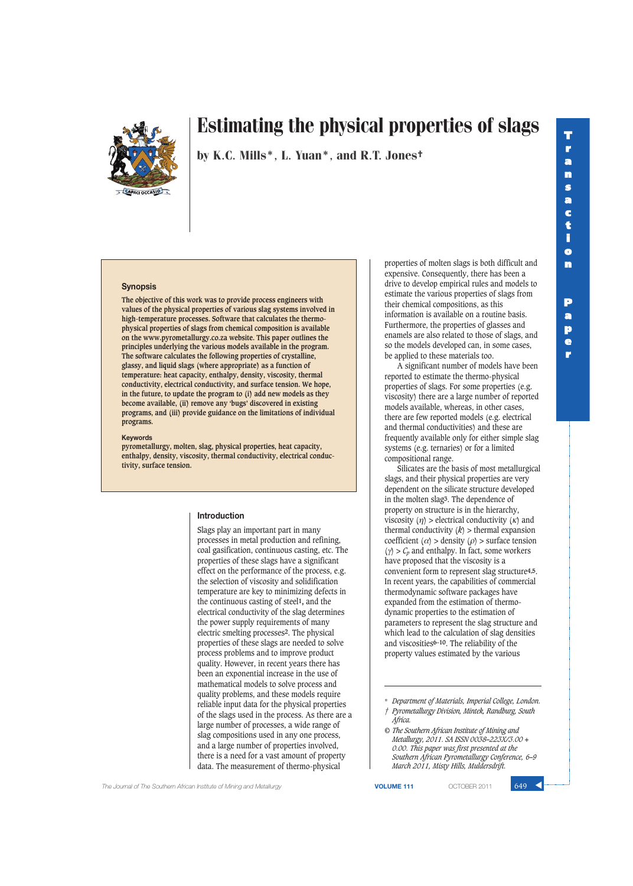# Estimating the physical properties of slags

by K.C. Mills*, L. Yuan*, and R.T. Jones†

## Synopsis

**The objective of this work was to provide process engineers with values of the physical properties of various slag systems involved in high-temperature processes. Software that calculates the thermo-physical properties of slags from chemical composition is available on the www.pyrometallurgy.co.za website. This paper outlines the principles underlying the various models available in the program. The software calculates the following properties of crystalline, glassy, and liquid slags (where appropriate) as a function of temperature: heat capacity, enthalpy, density, viscosity, thermal conductivity, electrical conductivity, and surface tension. We hope, in the future, to update the program to (i) add new models as they become available, (ii) remove any 'bugs' discovered in existing programs, and (iii) provide guidance on the limitations of individual programs.**

### Keywords

**pyrometallurgy, molten, slag, physical properties, heat capacity, enthalpy, density, viscosity, thermal conductivity, electrical conductivity, surface tension.**

## Introduction

Slags play an important part in many processes in metal production and refining, coal gasification, continuous casting, etc. The properties of these slags have a significant effect on the performance of the process, e.g. the selection of viscosity and solidification temperature are key to minimizing defects in the continuous casting of steel[1], and the electrical conductivity of the slag determines the power supply requirements of many electric smelting processes[2]. The physical properties of these slags are needed to solve process problems and to improve product quality. However, in recent years there has been an exponential increase in the use of mathematical models to solve process and quality problems, and these models require reliable input data for the physical properties of the slags used in the process. As there are a large number of processes, a wide range of slag compositions used in any one process, and a large number of properties involved, there is a need for a vast amount of property data. The measurement of thermo-physical properties of molten slags is both difficult and expensive. Consequently, there has been a drive to develop empirical rules and models to estimate the various properties of slags from their chemical compositions, as this information is available on a routine basis. Furthermore, the properties of glasses and enamels are also related to those of slags, and so the models developed can, in some cases, be applied to these materials too.

A significant number of models have been reported to estimate the thermo-physical properties of slags. For some properties (e.g. viscosity) there are a large number of reported models available, whereas, in other cases, there are few reported models (e.g. electrical and thermal conductivities) and these are frequently available only for either simple slag systems (e.g. ternaries) or for a limited compositional range.

Silicates are the basis of most metallurgical slags, and their physical properties are very dependent on the silicate structure developed in the molten slag[3]. The dependence of property on structure is in the hierarchy, viscosity ($\eta$) > electrical conductivity ($\kappa$) and thermal conductivity ($k$) > thermal expansion coefficient ($\alpha$) > density ($\rho$) > surface tension ($\gamma$) > $C_p$ and enthalpy. In fact, some workers have proposed that the viscosity is a convenient form to represent slag structure[4,5]. In recent years, the capabilities of commercial thermodynamic software packages have expanded from the estimation of thermo-dynamic properties to the estimation of parameters to represent the slag structure and which lead to the calculation of slag densities and viscosities[6–10]. The reliability of the property values estimated by the various

---

\* *Department of Materials, Imperial College, London.*

† *Pyrometallurgy Division, Mintek, Randburg, South Africa.*

© *The Southern African Institute of Mining and Metallurgy, 2011. SA ISSN 0038–223X/3.00 + 0.00. This paper was first presented at the Southern African Pyrometallurgy Conference, 6–9 March 2011, Misty Hills, Muldersdrift.*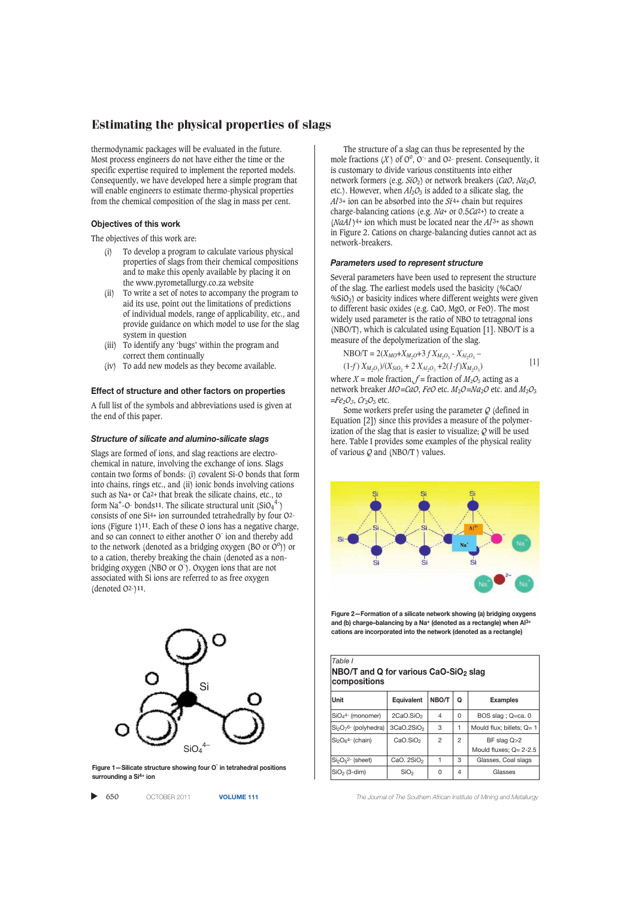thermodynamic packages will be evaluated in the future. Most process engineers do not have either the time or the specific expertise required to implement the reported models. Consequently, we have developed here a simple program that will enable engineers to estimate thermo-physical properties from the chemical composition of the slag in mass per cent.

### Objectives of this work

The objectives of this work are:

(i) To develop a program to calculate various physical properties of slags from their chemical compositions and to make this openly available by placing it on the www.pyrometallurgy.co.za website

(ii) To write a set of notes to accompany the program to aid its use, point out the limitations of predictions of individual models, range of applicability, etc., and provide guidance on which model to use for the slag system in question

(iii) To identify any 'bugs' within the program and correct them continually

(iv) To add new models as they become available.

### Effect of structure and other factors on properties

A full list of the symbols and abbreviations used is given at the end of this paper.

#### *Structure of silicate and alumino-silicate slags*

Slags are formed of ions, and slag reactions are electro-chemical in nature, involving the exchange of ions. Slags contain two forms of bonds: (i) covalent Si-O bonds that form into chains, rings etc., and (ii) ionic bonds involving cations such as $Na^+$ or $Ca^{2+}$ that break the silicate chains, etc., to form $Na^+$-$O^-$ bonds[11]. The silicate structural unit ($SiO_4^{4-}$) consists of one $Si^{4+}$ ion surrounded tetrahedrally by four $O^{2-}$ ions (Figure 1)[11]. Each of these O ions has a negative charge, and so can connect to either another $O^-$ ion and thereby add to the network (denoted as a bridging oxygen (BO or $O^o$)) or to a cation, thereby breaking the chain (denoted as a non-bridging oxygen (NBO or $O^-$). Oxygen ions that are not associated with Si ions are referred to as free oxygen (denoted $O^{2-}$)[11].

Figure 1—Silicate structure showing four $O^-$ in tetrahedral positions surrounding a $Si^{4+}$ ion

The structure of a slag can thus be represented by the mole fractions ($X$) of $O^o$, $O^-$ and $O^{2-}$ present. Consequently, it is customary to divide various constituents into either network formers (e.g. $SiO_2$) or network breakers ($CaO$, $Na_2O$, etc.). However, when $Al_2O_3$ is added to a silicate slag, the $Al^{3+}$ ion can be absorbed into the $Si^{4+}$ chain but requires charge-balancing cations (e.g. $Na^+$ or $0.5Ca^{2+}$) to create a $(NaAl)^{4+}$ ion which must be located near the $Al^{3+}$ as shown in Figure 2. Cations on charge-balancing duties cannot act as network-breakers.

#### *Parameters used to represent structure*

Several parameters have been used to represent the structure of the slag. The earliest models used the basicity (%CaO/%$SiO_2$) or basicity indices where different weights were given to different basic oxides (e.g. CaO, MgO, or FeO). The most widely used parameter is the ratio of NBO to tetragonal ions (NBO/T), which is calculated using Equation [1]. NBO/T is a measure of the depolymerization of the slag.

$$NBO/T = 2(X_{MO}+X_{M_2O}+3\,f\,X_{M_2O_3} - X_{Al_2O_3} - (1\text{-}f)\,X_{M_2O_3})/(X_{SiO_2} + 2\,X_{Al_2O_3} + 2(1\text{-}f)X_{M_2O_3}) \quad [1]$$

where $X$ = mole fraction, $f$ = fraction of $M_2O_3$ acting as a network breaker $MO$=$CaO$, $FeO$ etc. $M_2O$=$Na_2O$ etc. and $M_2O_3$ =$Fe_2O_3$, $Cr_2O_3$ etc.

Some workers prefer using the parameter $Q$ (defined in Equation [2]) since this provides a measure of the polymerization of the slag that is easier to visualize; $Q$ will be used here. Table I provides some examples of the physical reality of various $Q$ and (NBO/T) values.

Figure 2—Formation of a silicate network showing (a) bridging oxygens and (b) charge-balancing by a $Na^+$ (denoted as a rectangle) when $Al^{3+}$ cations are incorporated into the network (denoted as a rectangle)

*Table I*

**NBO/T and Q for various CaO-$SiO_2$ slag compositions**

| Unit | Equivalent | NBO/T | Q | Examples |
|---|---|---|---|---|
| $SiO_4^{4-}$ (monomer) | $2CaO.SiO_2$ | 4 | 0 | BOS slag ; Q=ca. 0 |
| $Si_2O_7^{6-}$ (polyhedra) | $3CaO.2SiO_2$ | 3 | 1 | Mould flux; billets; Q= 1 |
| $Si_2O_6^{4-}$ (chain) | $CaO.SiO_2$ | 2 | 2 | BF slag Q>2<br>Mould fluxes; Q= 2-2.5 |
| $Si_2O_5^{2-}$ (sheet) | $CaO.\ 2SiO_2$ | 1 | 3 | Glasses, Coal slags |
| $SiO_2$ (3-dim) | $SiO_2$ | 0 | 4 | Glasses |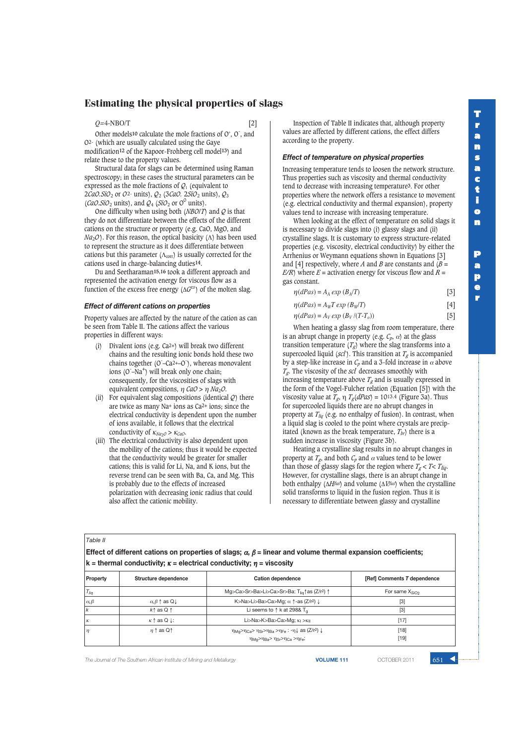## Estimating the physical properties of slags

$Q$=4-NBO/T [2]

Other models[10] calculate the mole fractions of $O^{\circ}$, $O^{-}$, and $O^{2-}$ (which are usually calculated using the Gaye modification[12] of the Kapoor-Frohberg cell model[13]) and relate these to the property values.

Structural data for slags can be determined using Raman spectroscopy; in these cases the structural parameters can be expressed as the mole fractions of $Q_1$ (equivalent to $2CaO.SiO_2$ or $O^{2-}$ units), $Q_2$ ($3CaO.\ 2SiO_2$ units), $Q_3$ ($CaO.SiO_2$ units), and $Q_4$ ($SiO_2$ or $O^0$ units).

One difficulty when using both ($NBO/T$) and $Q$ is that they do not differentiate between the effects of the different cations on the structure or property (e.g. CaO, MgO, and $Na_2O$). For this reason, the optical basicity ($\Lambda$) has been used to represent the structure as it does differentiate between cations but this parameter ($\Lambda_{corr}$) is usually corrected for the cations used in charge-balancing duties[14].

Du and Seetharaman[15,16] took a different approach and represented the activation energy for viscous flow as a function of the excess free energy ($\Delta G^{xs}$) of the molten slag.

### Effect of different cations on properties

Property values are affected by the nature of the cation as can be seen from Table II. The cations affect the various properties in different ways:

(i) Divalent ions (e.g. $Ca^{2+}$) will break two different chains and the resulting ionic bonds hold these two chains together ($O^{-}$–$Ca^{2+}$–$O^{-}$), whereas monovalent ions ($O^{-}$–$Na^{+}$) will break only one chain; consequently, for the viscosities of slags with equivalent compositions, $\eta\ CaO > \eta\ Na_2O$.

(ii) For equivalent slag compositions (identical $Q$) there are twice as many $Na^{+}$ ions as $Ca^{2+}$ ions; since the electrical conductivity is dependent upon the number of ions available, it follows that the electrical conductivity of $\kappa_{Na_2O} > \kappa_{CaO}$.

(iii) The electrical conductivity is also dependent upon the mobility of the cations; thus it would be expected that the conductivity would be greater for smaller cations; this is valid for Li, Na, and K ions, but the reverse trend can be seen with Ba, Ca, and Mg. This is probably due to the effects of increased polarization with decreasing ionic radius that could also affect the cationic mobility.

Inspection of Table II indicates that, although property values are affected by different cations, the effect differs according to the property.

### Effect of temperature on physical properties

Increasing temperature tends to loosen the network structure. Thus properties such as viscosity and thermal conductivity tend to decrease with increasing temperature[3]. For other properties where the network offers a resistance to movement (e.g. electrical conductivity and thermal expansion), property values tend to increase with increasing temperature.

When looking at the effect of temperature on solid slags it is necessary to divide slags into (i) glassy slags and (ii) crystalline slags. It is customary to express structure-related properties (e.g. viscosity, electrical conductivity) by either the Arrhenius or Weymann equations shown in Equations [3] and [4] respectively, where $A$ and $B$ are constants and ($B = E/R$) where $E$ = activation energy for viscous flow and $R$ = gas constant.

$$\eta(dPas) = A_A \exp(B_A/T) \quad [3]$$

$$\eta(dPas) = A_W T \exp(B_W/T) \quad [4]$$

$$\eta(dPas) = A_V \exp(B_V/(T-T_o)) \quad [5]$$

When heating a glassy slag from room temperature, there is an abrupt change in property (e.g. $C_p$, $\alpha$) at the glass transition temperature ($T_g$) where the slag transforms into a supercooled liquid ($scl$). This transition at $T_g$ is accompanied by a step-like increase in $C_p$ and a 3-fold increase in $\alpha$ above $T_g$. The viscosity of the $scl$ decreases smoothly with increasing temperature above $T_g$ and is usually expressed in the form of the Vogel-Fulcher relation (Equation [5]) with the viscosity value at $T_g$, $\eta\ T_g(dPas) = 10^{13.4}$ (Figure 3a). Thus for supercooled liquids there are no abrupt changes in property at $T_{liq}$ (e.g. no enthalpy of fusion). In contrast, when a liquid slag is cooled to the point where crystals are precipitated (known as the break temperature, $T_{br}$) there is a sudden increase in viscosity (Figure 3b).

Heating a crystalline slag results in no abrupt changes in property at $T_g$, and both $C_p$ and $\alpha$ values tend to be lower than those of glassy slags for the region where $T_g < T < T_{liq}$. However, for crystalline slags, there is an abrupt change in both enthalpy ($\Delta H^{fus}$) and volume ($\Delta V^{fus}$) when the crystalline solid transforms to liquid in the fusion region. Thus it is necessary to differentiate between glassy and crystalline

*Table II*

**Effect of different cations on properties of slags; $\alpha$, $\beta$ = linear and volume thermal expansion coefficients; k = thermal conductivity; $\kappa$ = electrical conductivity; $\eta$ = viscosity**

| Property | Structure dependence | Cation dependence | [Ref] Comments $T$ dependence |
|---|---|---|---|
| $T_{liq}$ | | Mg>Ca>Sr>Ba>Li>Ca>Sr>Ba: $T_{liq}$↑as $(Z/r^2)$ ↑ | For same $X_{SiO_2}$ |
| $\alpha,\beta$ | $\alpha,\beta$ ↑ as Q↓ | K>Na>Li>Ba>Ca>Mg; $\alpha$ ↑-as $(Z/r^2)$ ↓ | [3] |
| $k$ | $k$↑ as Q ↑ | Li seems to ↑ k at 298& $T_g$ | [3] |
| $\kappa$ | $\kappa$ ↑ as Q ↓: | Li>Na>K>Ba>Ca>Mg; $\kappa_I > \kappa_{II}$ | [17] |
| $\eta$ | $\eta$ ↑ as Q↑ | $\eta_{Mg}>\eta_{Ca}>\eta_{Sr}>\eta_{Ba}>\eta_{Fe}$ : -η↓ as $(Z/r^2)$ ↓ <br> $\eta_{Mg}>\eta_{Ba}>\eta_{Sr}>\eta_{Ca}>\eta_{Fe}$; | [18] <br> [19] |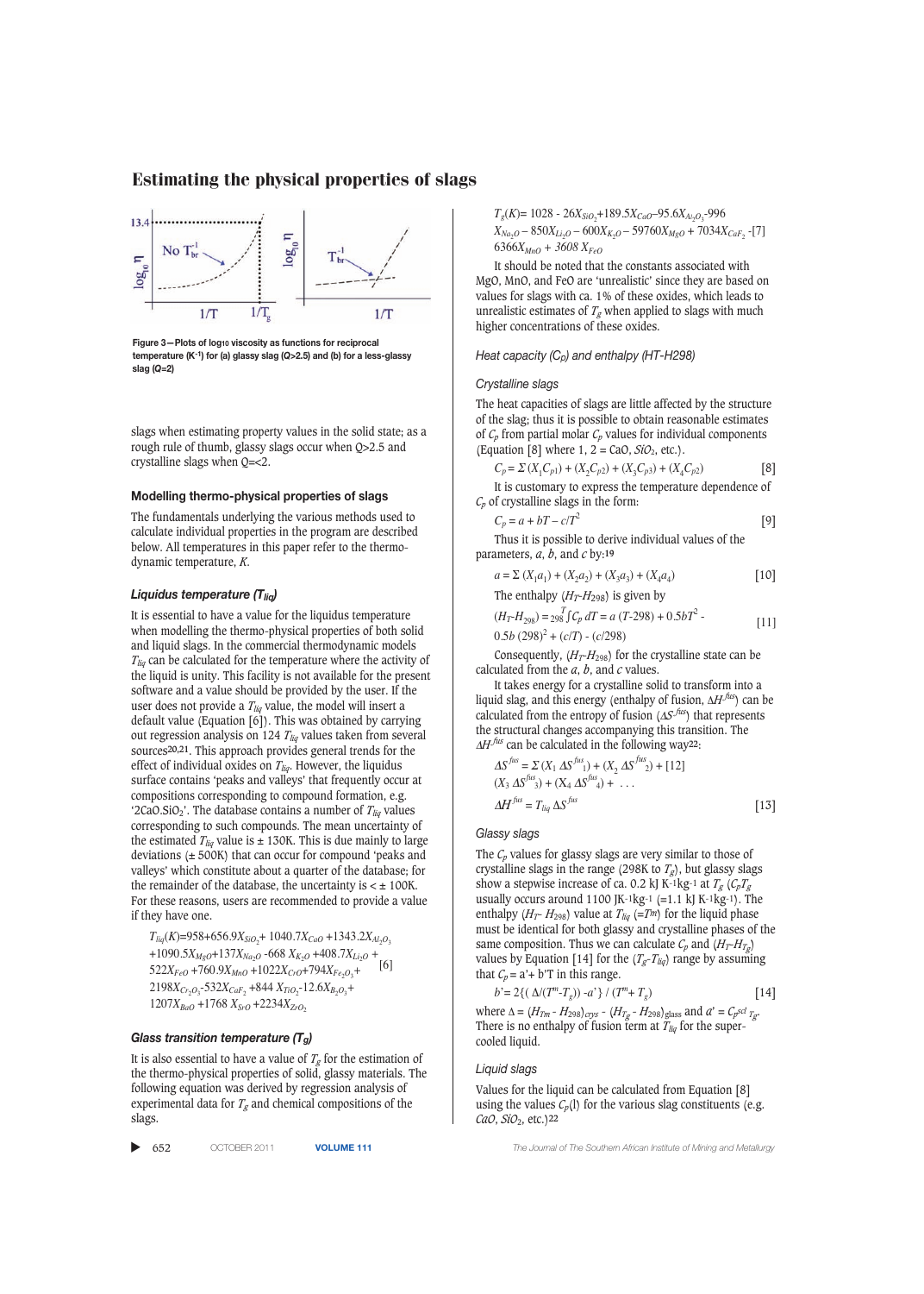Figure 3—Plots of $\log_{10}$ viscosity as functions for reciprocal temperature ($K^{-1}$) for (a) glassy slag (Q>2.5) and (b) for a less-glassy slag (Q=2)

slags when estimating property values in the solid state; as a rough rule of thumb, glassy slags occur when Q>2.5 and crystalline slags when Q=<2.

### Modelling thermo-physical properties of slags

The fundamentals underlying the various methods used to calculate individual properties in the program are described below. All temperatures in this paper refer to the thermodynamic temperature, *K*.

#### Liquidus temperature ($T_{liq}$)

It is essential to have a value for the liquidus temperature when modelling the thermo-physical properties of both solid and liquid slags. In the commercial thermodynamic models $T_{liq}$ can be calculated for the temperature where the activity of the liquid is unity. This facility is not available for the present software and a value should be provided by the user. If the user does not provide a $T_{liq}$ value, the model will insert a default value (Equation [6]). This was obtained by carrying out regression analysis on 124 $T_{liq}$ values taken from several sources[20,21]. This approach provides general trends for the effect of individual oxides on $T_{liq}$. However, the liquidus surface contains 'peaks and valleys' that frequently occur at compositions corresponding to compound formation, e.g. '2CaO.SiO$_2$'. The database contains a number of $T_{liq}$ values corresponding to such compounds. The mean uncertainty of the estimated $T_{liq}$ value is ± 130K. This is due mainly to large deviations (± 500K) that can occur for compound 'peaks and valleys' which constitute about a quarter of the database; for the remainder of the database, the uncertainty is < ± 100K. For these reasons, users are recommended to provide a value if they have one.

$$T_{liq}(K)=958+656.9X_{SiO_2}+1040.7X_{CaO}+1343.2X_{Al_2O_3}+1090.5X_{MgO}+137X_{Na_2O}-668X_{K_2O}+408.7X_{Li_2O}+522X_{FeO}+760.9X_{MnO}+1022X_{CrO}+794X_{Fe_2O_3}+2198X_{Cr_2O_3}-532X_{CaF_2}+844X_{TiO_2}-12.6X_{B_2O_3}+1207X_{BaO}+1768X_{SrO}+2234X_{ZrO_2} \quad [6]$$

#### Glass transition temperature ($T_g$)

It is also essential to have a value of $T_g$ for the estimation of the thermo-physical properties of solid, glassy materials. The following equation was derived by regression analysis of experimental data for $T_g$ and chemical compositions of the slags.

$$T_g(K)=1028-26X_{SiO_2}+189.5X_{CaO}-95.6X_{Al_2O_3}-996X_{Na_2O}-850X_{Li_2O}-600X_{K_2O}-59760X_{MgO}+7034X_{CaF_2}-6366X_{MnO}+3608X_{FeO} \quad [7]$$

It should be noted that the constants associated with MgO, MnO, and FeO are 'unrealistic' since they are based on values for slags with ca. 1% of these oxides, which leads to unrealistic estimates of $T_g$ when applied to slags with much higher concentrations of these oxides.

#### Heat capacity ($C_p$) and enthalpy (HT-H298)

#### Crystalline slags

The heat capacities of slags are little affected by the structure of the slag; thus it is possible to obtain reasonable estimates of $C_p$ from partial molar $C_p$ values for individual components (Equation [8] where 1, 2 = CaO, *SiO*$_2$, etc.).

$$C_p = \Sigma (X_1C_{p1}) + (X_2C_{p2}) + (X_3C_{p3}) + (X_4C_{p2}) \quad [8]$$

It is customary to express the temperature dependence of $C_p$ of crystalline slags in the form:

$$C_p = a + bT - c/T^2 \quad [9]$$

Thus it is possible to derive individual values of the parameters, *a*, *b*, and *c* by:[19]

$$a = \Sigma (X_1a_1) + (X_2a_2) + (X_3a_3) + (X_4a_4) \quad [10]$$

The enthalpy ($H_T$-$H_{298}$) is given by

$$(H_T-H_{298}) = {}_{298}\int^{T} C_p\, dT = a(T-298) + 0.5bT^2 - 0.5b(298)^2 + (c/T) - (c/298) \quad [11]$$

Consequently, ($H_T$-$H_{298}$) for the crystalline state can be calculated from the *a*, *b*, and *c* values.

It takes energy for a crystalline solid to transform into a liquid slag, and this energy (enthalpy of fusion, $\Delta H^{fus}$) can be calculated from the entropy of fusion ($\Delta S^{fus}$) that represents the structural changes accompanying this transition. The $\Delta H^{fus}$ can be calculated in the following way[22]:

$$\Delta S^{fus} = \Sigma (X_1\, \Delta S^{fus}{}_1) + (X_2\, \Delta S^{fus}{}_2) + (X_3\, \Delta S^{fus}{}_3) + (X_4\, \Delta S^{fus}{}_4) + \ldots \quad [12]$$

$$\Delta H^{fus} = T_{liq}\, \Delta S^{fus} \quad [13]$$

#### Glassy slags

The $C_p$ values for glassy slags are very similar to those of crystalline slags in the range (298K to $T_g$), but glassy slags show a stepwise increase of ca. 0.2 kJ K$^{-1}$kg$^{-1}$ at $T_g$ ($C_pT_g$ usually occurs around 1100 JK$^{-1}$kg$^{-1}$ (=1.1 kJ K$^{-1}$kg$^{-1}$). The enthalpy ($H_T$- $H_{298}$) value at $T_{liq}$ (=$T^m$) for the liquid phase must be identical for both glassy and crystalline phases of the same composition. Thus we can calculate $C_p$ and ($H_T$-$H_{T_g}$) values by Equation [14] for the ($T_g$-$T_{liq}$) range by assuming that $C_p$ = a'+ b'T in this range.

$$b' = 2\{(\Delta/(T^m-T_g)) - a'\} / (T^m + T_g) \quad [14]$$

where $\Delta = (H_{Tm} - H_{298})_{crys} - (H_{T_g} - H_{298})_{glass}$ and $a' = C_p^{scl}{}_{T_g}$. There is no enthalpy of fusion term at $T_{liq}$ for the supercooled liquid.

#### Liquid slags

Values for the liquid can be calculated from Equation [8] using the values $C_p$(l) for the various slag constituents (e.g. *CaO*, *SiO*$_2$, etc.)[22]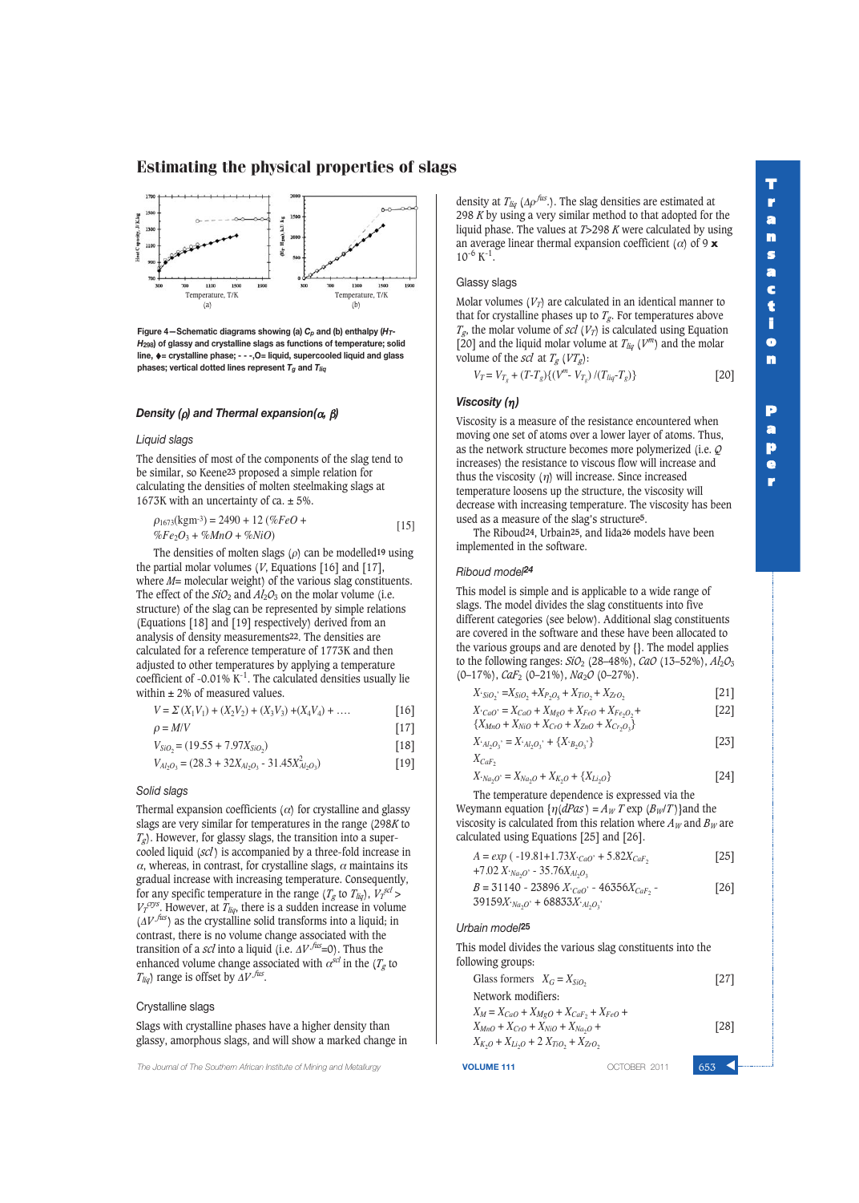## Estimating the physical properties of slags

Figure 4—Schematic diagrams showing (a) $C_p$ and (b) enthalpy ($H_T$-$H_{298}$) of glassy and crystalline slags as functions of temperature; solid line, ♦= crystalline phase; - - -,O= liquid, supercooled liquid and glass phases; vertical dotted lines represent $T_g$ and $T_{liq}$

### Density (ρ) and Thermal expansion(α, β)

#### Liquid slags

The densities of most of the components of the slag tend to be similar, so Keene[23] proposed a simple relation for calculating the densities of molten steelmaking slags at 1673K with an uncertainty of ca. ± 5%.

$$\rho_{1673}(\text{kgm}^{-3}) = 2490 + 12\,(\%FeO + \%Fe_2O_3 + \%MnO + \%NiO) \quad [15]$$

The densities of molten slags ($\rho$) can be modelled[19] using the partial molar volumes ($V$, Equations [16] and [17], where $M$= molecular weight) of the various slag constituents. The effect of the $SiO_2$ and $Al_2O_3$ on the molar volume (i.e. structure) of the slag can be represented by simple relations (Equations [18] and [19] respectively) derived from an analysis of density measurements[22]. The densities are calculated for a reference temperature of 1773K and then adjusted to other temperatures by applying a temperature coefficient of -0.01% K$^{-1}$. The calculated densities usually lie within ± 2% of measured values.

$$V = \Sigma\,(X_1V_1) + (X_2V_2) + (X_3V_3) + (X_4V_4) + \ldots \quad [16]$$

$$\rho = M/V \quad [17]$$

$$V_{SiO_2} = (19.55 + 7.97X_{SiO_2}) \quad [18]$$

$$V_{Al_2O_3} = (28.3 + 32X_{Al_2O_3} - 31.45X^2_{Al_2O_3}) \quad [19]$$

#### Solid slags

Thermal expansion coefficients ($\alpha$) for crystalline and glassy slags are very similar for temperatures in the range (298$K$ to $T_g$). However, for glassy slags, the transition into a super-cooled liquid ($scl$) is accompanied by a three-fold increase in $\alpha$, whereas, in contrast, for crystalline slags, $\alpha$ maintains its gradual increase with increasing temperature. Consequently, for any specific temperature in the range ($T_g$ to $T_{liq}$), $V_T^{scl} > V_T^{crys}$. However, at $T_{liq}$, there is a sudden increase in volume ($\Delta V^{fus}$) as the crystalline solid transforms into a liquid; in contrast, there is no volume change associated with the transition of a $scl$ into a liquid (i.e. $\Delta V^{fus}$=0). Thus the enhanced volume change associated with $\alpha^{scl}$ in the ($T_g$ to $T_{liq}$) range is offset by $\Delta V^{fus}$.

#### Crystalline slags

Slags with crystalline phases have a higher density than glassy, amorphous slags, and will show a marked change in density at $T_{liq}$ ($\Delta\rho^{fus}$). The slag densities are estimated at 298 $K$ by using a very similar method to that adopted for the liquid phase. The values at $T$>298 $K$ were calculated by using an average linear thermal expansion coefficient ($\alpha$) of 9 x 10$^{-6}$ K$^{-1}$.

#### Glassy slags

Molar volumes ($V_T$) are calculated in an identical manner to that for crystalline phases up to $T_g$. For temperatures above $T_g$, the molar volume of $scl$ ($V_T$) is calculated using Equation [20] and the liquid molar volume at $T_{liq}$ ($V^m$) and the molar volume of the $scl$ at $T_g$ ($VT_g$):

$$V_T = V_{T_g} + (T\text{-}T_g)\{(V^m\text{-}\,V_{T_g})\,/(T_{liq}\text{-}T_g)\} \quad [20]$$

### Viscosity (η)

Viscosity is a measure of the resistance encountered when moving one set of atoms over a lower layer of atoms. Thus, as the network structure becomes more polymerized (i.e. $Q$ increases) the resistance to viscous flow will increase and thus the viscosity ($\eta$) will increase. Since increased temperature loosens up the structure, the viscosity will decrease with increasing temperature. The viscosity has been used as a measure of the slag's structure[5].

The Riboud[24], Urbain[25], and Iida[26] models have been implemented in the software.

#### Riboud model[24]

This model is simple and is applicable to a wide range of slags. The model divides the slag constituents into five different categories (see below). Additional slag constituents are covered in the software and these have been allocated to the various groups and are denoted by {}. The model applies to the following ranges: $SiO_2$ (28–48%), $CaO$ (13–52%), $Al_2O_3$ (0–17%), $CaF_2$ (0–21%), $Na_2O$ (0–27%).

$$X_{\cdot SiO_2}{}' = X_{SiO_2} + X_{P_2O_5} + X_{TiO_2} + X_{ZrO_2} \quad [21]$$

$$X_{\cdot CaO}{}' = X_{CaO} + X_{MgO} + X_{FeO} + X_{Fe_2O_3} + \{X_{MnO} + X_{NiO} + X_{CrO} + X_{ZnO} + X_{Cr_2O_3}\} \quad [22]$$

$$X_{\cdot Al_2O_3}{}' = X_{\cdot Al_2O_3}{}' + \{X_{\cdot B_2O_3}{}'\} \quad [23]$$

$$X_{CaF_2}$$

$$X_{\cdot Na_2O}{}' = X_{Na_2O} + X_{K_2O} + \{X_{Li_2O}\} \quad [24]$$

The temperature dependence is expressed via the Weymann equation $\{\eta(dPas) = A_W\,T\exp\,(B_W/T)\}$and the viscosity is calculated from this relation where $A_W$ and $B_W$ are calculated using Equations [25] and [26].

$$A = exp\,(\,-19.81 + 1.73X_{\cdot CaO}{}' + 5.82X_{CaF_2} + 7.02\,X_{\cdot Na_2O}{}' - 35.76X_{Al_2O_3}) \quad [25]$$

$$B = 31140 - 23896\,X_{\cdot CaO}{}' - 46356X_{CaF_2} - 39159X_{\cdot Na_2O}{}' + 68833X_{\cdot Al_2O_3}{}' \quad [26]$$

#### Urbain model[25]

This model divides the various slag constituents into the following groups:

Glass formers $\quad X_G = X_{SiO_2}$ [27]

Network modifiers:

$$X_M = X_{CaO} + X_{MgO} + X_{CaF_2} + X_{FeO} + X_{MnO} + X_{CrO} + X_{NiO} + X_{Na_2O} + X_{K_2O} + X_{Li_2O} + 2\,X_{TiO_2} + X_{ZrO_2} \quad [28]$$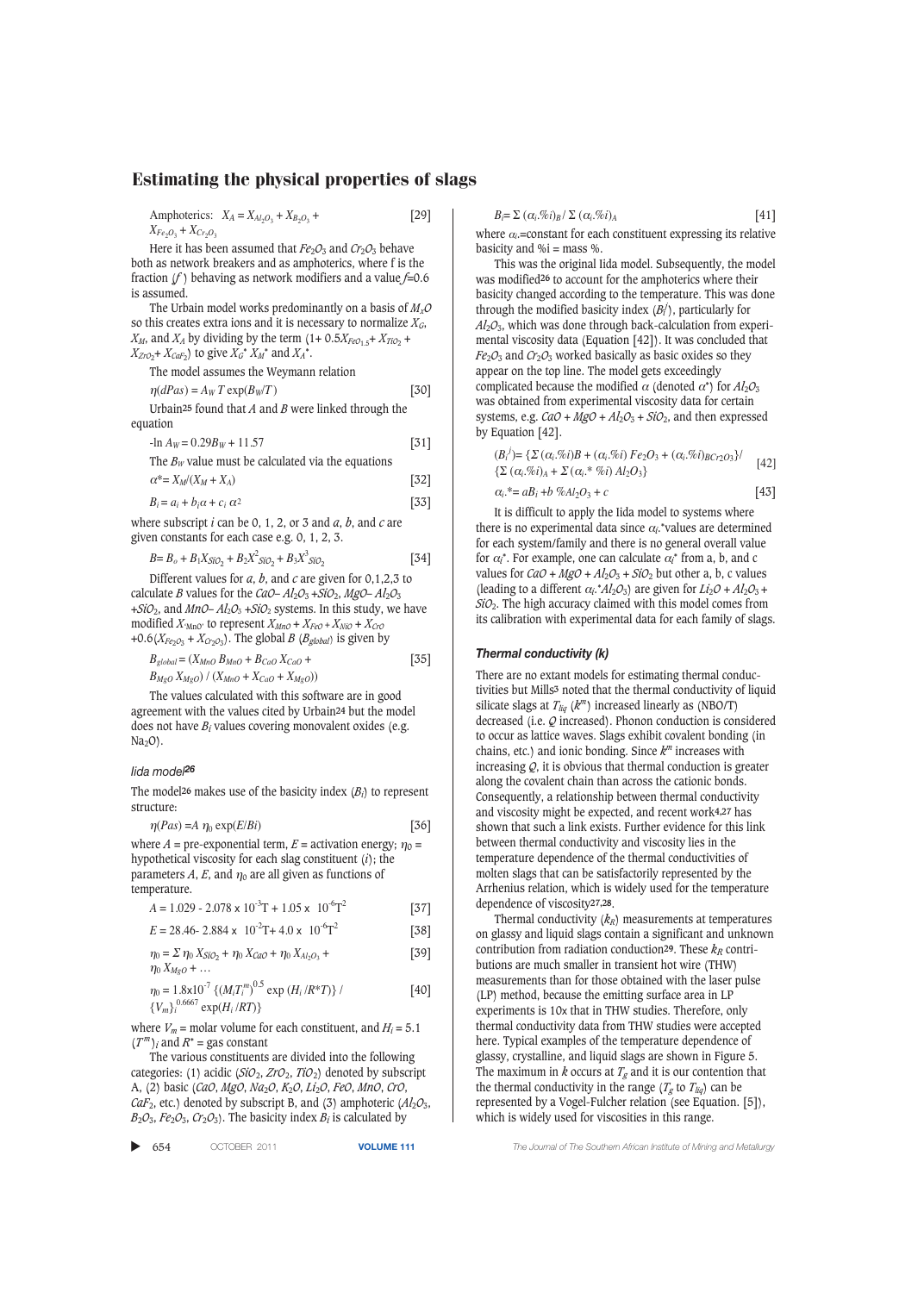Amphoterics: $X_A = X_{Al_2O_3} + X_{B_2O_3} + X_{Fe_2O_3} + X_{Cr_2O_3}$ [29]

Here it has been assumed that $Fe_2O_3$ and $Cr_2O_3$ behave both as network breakers and as amphoterics, where f is the fraction (*f*) behaving as network modifiers and a value *f*=0.6 is assumed.

The Urbain model works predominantly on a basis of $M_2O$ so this creates extra ions and it is necessary to normalize $X_G$, $X_M$, and $X_A$ by dividing by the term $(1+ 0.5X_{FeO_{1.5}}+ X_{TiO_2} + X_{ZrO_2}+ X_{CaF_2})$ to give $X_G^*$ $X_M^*$ and $X_A^*$.

The model assumes the Weymann relation

$$\eta(dPas) = A_W\, T \exp(B_W/T) \quad [30]$$

Urbain[25] found that *A* and *B* were linked through the equation

$$-\ln A_W = 0.29B_W + 11.57 \quad [31]$$

The $B_W$ value must be calculated via the equations

$$\alpha^* = X_M/(X_M + X_A) \quad [32]$$

$$B_i = a_i + b_i\alpha + c_i\, \alpha^2 \quad [33]$$

where subscript *i* can be 0, 1, 2, or 3 and *a*, *b*, and *c* are given constants for each case e.g. 0, 1, 2, 3.

$$B = B_o + B_1X_{SiO_2} + B_2X^2_{SiO_2} + B_3X^3_{SiO_2} \quad [34]$$

Different values for *a*, *b*, and *c* are given for 0,1,2,3 to calculate *B* values for the $CaO– Al_2O_3 +SiO_2$, $MgO– Al_2O_3 +SiO_2$, and $MnO– Al_2O_3 +SiO_2$ systems. In this study, we have modified $X_{MnO'}$ to represent $X_{MnO} + X_{FeO} + X_{NiO} + X_{CrO} +0.6(X_{Fe_2O_3} + X_{Cr_2O_3})$. The global *B* ($B_{global}$) is given by

$$B_{global} = (X_{MnO}\, B_{MnO} + B_{CaO}\, X_{CaO} + B_{MgO}\, X_{MgO}) / (X_{MnO} + X_{CaO} + X_{MgO})) \quad [35]$$

The values calculated with this software are in good agreement with the values cited by Urbain[24] but the model does not have $B_i$ values covering monovalent oxides (e.g. $Na_2O$).

### Iida model[26]

The model[26] makes use of the basicity index ($B_i$) to represent structure:

$$\eta(Pas) = A\, \eta_0 \exp(E/Bi) \quad [36]$$

where *A* = pre-exponential term, *E* = activation energy; $\eta_0$ = hypothetical viscosity for each slag constituent (*i*); the parameters *A*, *E*, and $\eta_0$ are all given as functions of temperature.

$$A = 1.029 - 2.078 \times 10^{-3}T + 1.05 \times 10^{-6}T^2 \quad [37]$$

$$E = 28.46 - 2.884 \times 10^{-2}T + 4.0 \times 10^{-6}T^2 \quad [38]$$

$$\eta_0 = \Sigma\, \eta_0\, X_{SiO_2} + \eta_0\, X_{CaO} + \eta_0\, X_{Al_2O_3} + \eta_0\, X_{MgO} + \ldots \quad [39]$$

$$\eta_0 = 1.8\times10^{-7}\, \{(M_iT_i^{m})^{0.5} \exp(H_i/R^*T)\} / \{V_m\}_i^{0.6667} \exp(H_i/RT)\} \quad [40]$$

where $V_m$ = molar volume for each constituent, and $H_i = 5.1\, (T^m)_i$ and $R^*$ = gas constant

The various constituents are divided into the following categories: (1) acidic ($SiO_2$, $ZrO_2$, $TiO_2$) denoted by subscript A, (2) basic ($CaO$, $MgO$, $Na_2O$, $K_2O$, $Li_2O$, $FeO$, $MnO$, $CrO$, $CaF_2$, etc.) denoted by subscript B, and (3) amphoteric ($Al_2O_3$, $B_2O_3$, $Fe_2O_3$, $Cr_2O_3$). The basicity index $B_i$ is calculated by

$$B_i = \Sigma\, (\alpha_i.\%i)_B / \Sigma\, (\alpha_i.\%i)_A \quad [41]$$

where $\alpha_i$=constant for each constituent expressing its relative basicity and %i = mass %.

This was the original Iida model. Subsequently, the model was modified[26] to account for the amphoterics where their basicity changed according to the temperature. This was done through the modified basicity index ($B_i^j$), particularly for $Al_2O_3$, which was done through back-calculation from experimental viscosity data (Equation [42]). It was concluded that $Fe_2O_3$ and $Cr_2O_3$ worked basically as basic oxides so they appear on the top line. The model gets exceedingly complicated because the modified $\alpha$ (denoted $\alpha^*$) for $Al_2O_3$ was obtained from experimental viscosity data for certain systems, e.g. $CaO + MgO + Al_2O_3 + SiO_2$, and then expressed by Equation [42].

$$(B_i^j) = \{\Sigma\, (\alpha_i.\%i)B + (\alpha_i.\%i)\, Fe_2O_3 + (\alpha_i.\%i)_{BCr_2O_3}\} / \{\Sigma\, (\alpha_i.\%i)_A + \Sigma\, (\alpha_i.^*\, \%i)\, Al_2O_3\} \quad [42]$$

$$\alpha_i.^* = aB_i + b\, \%Al_2O_3 + c \quad [43]$$

It is difficult to apply the Iida model to systems where there is no experimental data since $\alpha_i$.*values are determined for each system/family and there is no general overall value for $\alpha_i^*$. For example, one can calculate $\alpha_i^*$ from a, b, and c values for $CaO + MgO + Al_2O_3 + SiO_2$ but other a, b, c values (leading to a different $\alpha_i.^*Al_2O_3$) are given for $Li_2O + Al_2O_3 + SiO_2$. The high accuracy claimed with this model comes from its calibration with experimental data for each family of slags.

### Thermal conductivity (k)

There are no extant models for estimating thermal conductivities but Mills[3] noted that the thermal conductivity of liquid silicate slags at $T_{liq}$ ($k^m$) increased linearly as (NBO/T) decreased (i.e. *Q* increased). Phonon conduction is considered to occur as lattice waves. Slags exhibit covalent bonding (in chains, etc.) and ionic bonding. Since $k^m$ increases with increasing *Q*, it is obvious that thermal conduction is greater along the covalent chain than across the cationic bonds. Consequently, a relationship between thermal conductivity and viscosity might be expected, and recent work[4,27] has shown that such a link exists. Further evidence for this link between thermal conductivity and viscosity lies in the temperature dependence of the thermal conductivities of molten slags that can be satisfactorily represented by the Arrhenius relation, which is widely used for the temperature dependence of viscosity[27,28].

Thermal conductivity ($k_R$) measurements at temperatures on glassy and liquid slags contain a significant and unknown contribution from radiation conduction[29]. These $k_R$ contributions are much smaller in transient hot wire (THW) measurements than for those obtained with the laser pulse (LP) method, because the emitting surface area in LP experiments is 10x that in THW studies. Therefore, only thermal conductivity data from THW studies were accepted here. Typical examples of the temperature dependence of glassy, crystalline, and liquid slags are shown in Figure 5. The maximum in *k* occurs at $T_g$ and it is our contention that the thermal conductivity in the range ($T_g$ to $T_{liq}$) can be represented by a Vogel-Fulcher relation (see Equation. [5]), which is widely used for viscosities in this range.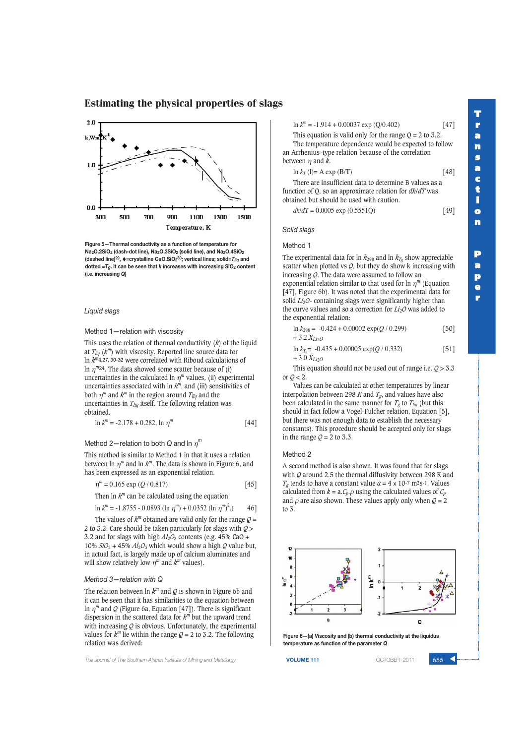Figure 5—Thermal conductivity as a function of temperature for $Na_2O.2SiO_2$ (dash-dot line), $Na_2O.3SiO_2$ (solid line), and $Na_2O.4SiO_2$ (dashed line)[29], ♦=crystalline $CaO.SiO_2$[30]; vertical lines; solid=$T_{liq}$ and dotted =$T_g$. it can be seen that $k$ increases with increasing $SiO_2$ content (i.e. increasing $Q$)

### Liquid slags

#### Method 1—relation with viscosity

This uses the relation of thermal conductivity ($k$) of the liquid at $T_{liq}$ ($k^m$) with viscosity. Reported line source data for $\ln k^m$[4,27, 30-32] were correlated with Riboud calculations of $\ln \eta^m$[24]. The data showed some scatter because of (i) uncertainties in the calculated $\ln \eta^m$ values, (ii) experimental uncertainties associated with $\ln k^m$, and (iii) sensitivities of both $\eta^m$ and $k^m$ in the region around $T_{liq}$ and the uncertainties in $T_{liq}$ itself. The following relation was obtained.

$$\ln k^m = -2.178 + 0.282.\ \ln \eta^m \qquad [44]$$

#### Method 2—relation to both $Q$ and $\ln \eta^m$

This method is similar to Method 1 in that it uses a relation between $\ln \eta^m$ and $\ln k^m$. The data is shown in Figure 6, and has been expressed as an exponential relation.

$$\eta^m = 0.165 \exp (Q / 0.817) \qquad [45]$$

Then $\ln k^m$ can be calculated using the equation

$$\ln k^m = -1.8755 - 0.0893 (\ln \eta^m) + 0.0352 (\ln \eta^m)^2.) \qquad 46]$$

The values of $k^m$ obtained are valid only for the range $Q$ = 2 to 3.2. Care should be taken particularly for slags with $Q$ > 3.2 and for slags with high $Al_2O_3$ contents (e.g. 45% CaO + 10% $SiO_2$ + 45% $Al_2O_3$ which would show a high $Q$ value but, in actual fact, is largely made up of calcium aluminates and will show relatively low $\eta^m$ and $k^m$ values).

#### Method 3—relation with $Q$

The relation between $\ln k^m$ and $Q$ is shown in Figure 6b and it can be seen that is has similarities to the relationship between $\ln \eta^m$ and $Q$ (Figure 6a, Equation [47]). There is significant dispersion in the scattered data for $k^m$ but the upward trend with increasing $Q$ is obvious. Unfortunately, the experimental values for $k^m$ lie within the range $Q$ = 2 to 3.2. The following relation was derived:

$$\ln k^m = -1.914 + 0.00037 \exp (Q/0.402) \qquad [47]$$

This equation is valid only for the range Q = 2 to 3.2.

The temperature dependence would be expected to follow an Arrhenius–type relation because of the correlation between $\eta$ and $k$.

$$\ln k_T \text{ (l)} = A \exp (B/T) \qquad [48]$$

There are insufficient data to determine B values as a function of Q, so an approximate relation for $dk/dT$ was obtained but should be used with caution.

$$dk/dT = 0.0005 \exp (0.5551Q) \qquad [49]$$

### Solid slags

#### Method 1

The experimental data for $\ln k_{298}$ and $\ln k_{T_g}$ show appreciable scatter when plotted vs $Q$, but they do show k increasing with increasing $Q$. The data were assumed to follow an exponential relation similar to that used for $\ln \eta^m$ (Equation [47], Figure 6b). It was noted that the experimental data for solid $Li_2O$- containing slags were significantly higher than the curve values and so a correction for $Li_2O$ was added to the exponential relation:

$$\ln k_{298} = -0.424 + 0.00002 \exp(Q / 0.299) + 3.2.X_{Li2O} \qquad [50]$$

$$\ln k_{T_g} = -0.435 + 0.00005 \exp(Q / 0.332) + 3.0\ X_{Li2O} \qquad [51]$$

This equation should not be used out of range i.e. $Q$ > 3.3 or $Q$ < 2.

Values can be calculated at other temperatures by linear interpolation between 298 $K$ and $T_g$, and values have also been calculated in the same manner for $T_g$ to $T_{liq}$ (but this should in fact follow a Vogel-Fulcher relation, Equation [5], but there was not enough data to establish the necessary constants). This procedure should be accepted only for slags in the range $Q$ = 2 to 3.3.

#### Method 2

A second method is also shown. It was found that for slags with $Q$ around 2.5 the thermal diffusivity between 298 K and $T_g$ tends to have a constant value $a$ = 4 x $10^{-7}$ $m^2s^{-1}$. Values calculated from $k = a.C_p.\rho$ using the calculated values of $C_p$ and $\rho$ are also shown. These values apply only when $Q$ = 2 to 3.

Figure 6—(a) Viscosity and (b) thermal conductivity at the liquidus temperature as function of the parameter $Q$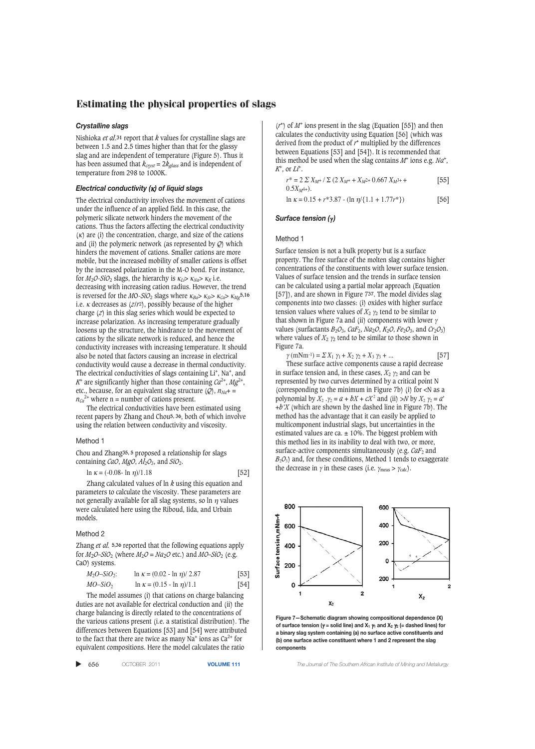### *Crystalline slags*

Nishioka *et al.*[31] report that *k* values for crystalline slags are between 1.5 and 2.5 times higher than that for the glassy slag and are independent of temperature (Figure 5). Thus it has been assumed that $k_{cryst} = 2k_{glass}$ and is independent of temperature from 298 to 1000K.

### *Electrical conductivity (κ) of liquid slags*

The electrical conductivity involves the movement of cations under the influence of an applied field. In this case, the polymeric silicate network hinders the movement of the cations. Thus the factors affecting the electrical conductivity (κ) are (i) the concentration, charge, and size of the cations and (ii) the polymeric network (as represented by $Q$) which hinders the movement of cations. Smaller cations are more mobile, but the increased mobility of smaller cations is offset by the increased polarization in the M-O bond. For instance, for $M_2O$-$SiO_2$ slags, the hierarchy is $\kappa_{Li} > \kappa_{Na} > \kappa_K$ i.e. decreasing with increasing cation radius. However, the trend is reversed for the $MO$-$SiO_2$ slags where $\kappa_{Ba} > \kappa_{Sr} > \kappa_{Ca} > \kappa_{Mg}$[5,16] i.e. κ decreases as $(z/r^2)$, possibly because of the higher charge ($z$) in this slag series which would be expected to increase polarization. As increasing temperature gradually loosens up the structure, the hindrance to the movement of cations by the silicate network is reduced, and hence the conductivity increases with increasing temperature. It should also be noted that factors causing an increase in electrical conductivity would cause a decrease in thermal conductivity. The electrical conductivities of slags containing $Li^+$, $Na^+$, and $K^+$ are significantly higher than those containing $Ca^{2+}$, $Mg^{2+}$, etc., because, for an equivalent slag structure ($Q$), $n_{Na^+} = n_{Ca^{2+}}$ where n = number of cations present.

The electrical conductivities have been estimated using recent papers by Zhang and Chou[5, 36], both of which involve using the relation between conductivity and viscosity.

#### Method 1

Chou and Zhang[35, 5] proposed a relationship for slags containing $CaO$, $MgO$, $Al_2O_3$, and $SiO_2$.

$$\ln \kappa = (-0.08 - \ln \eta)/1.18 \quad [52]$$

Zhang calculated values of ln *k* using this equation and parameters to calculate the viscosity. These parameters are not generally available for all slag systems, so ln η values were calculated here using the Riboud, Iida, and Urbain models.

#### Method 2

Zhang *et al.* [5,36] reported that the following equations apply for $M_2O$–$SiO_2$ (where $M_2O = Na_2O$ etc.) and $MO$–$SiO_2$ (e.g. CaO) systems.

$$M_2O\text{–}SiO_2: \quad \ln \kappa = (0.02 - \ln \eta)/2.87 \quad [53]$$

$$MO\text{–}SiO_2 \quad \ln \kappa = (0.15 - \ln \eta)/1.1 \quad [54]$$

The model assumes (i) that cations on charge balancing duties are not available for electrical conduction and (ii) the charge balancing is directly related to the concentrations of the various cations present (i.e. a statistical distribution). The differences between Equations [53] and [54] were attributed to the fact that there are twice as many $Na^+$ ions as $Ca^{2+}$ for equivalent compositions. Here the model calculates the ratio ($r^*$) of $M^+$ ions present in the slag (Equation [55]) and then calculates the conductivity using Equation [56] (which was derived from the product of $r^*$ multiplied by the differences between Equations [53] and [54]). It is recommended that this method be used when the slag contains $M^+$ ions e.g. $Na^+$, $K^+$, or $Li^+$.

$$r^* = 2\,\Sigma X_{M^+} / \Sigma\,(2\,X_{M^+} + X_{M^{2+}}\, 0.667\, X_{M^{3+}} + 0.5X_{M^{4+}}). \quad [55]$$

$$\ln \kappa = 0.15 + r^*3.87 - (\ln \eta/\{1.1 + 1.77r^*\}) \quad [56]$$

### *Surface tension (γ)*

#### Method 1

Surface tension is not a bulk property but is a surface property. The free surface of the molten slag contains higher concentrations of the constituents with lower surface tension. Values of surface tension and the trends in surface tension can be calculated using a partial molar approach (Equation [57]), and are shown in Figure 7[37]. The model divides slag components into two classes: (i) oxides with higher surface tension values where values of $X_2\,\gamma_2$ tend to be similar to that shown in Figure 7a and (ii) components with lower γ values (surfactants $B_2O_3$, $CaF_2$, $Na_2O$, $K_2O$, $Fe_2O_3$, and $Cr_2O_3$) where values of $X_2\,\gamma_2$ tend to be similar to those shown in Figure 7a.

$$\gamma\,(\text{mNm}^{-1}) = \Sigma X_1\,\gamma_1 + X_2\,\gamma_2 + X_3\,\gamma_3 + ... \quad [57]$$

These surface active components cause a rapid decrease in surface tension and, in these cases, $X_2\,\gamma_2$ and can be represented by two curves determined by a critical point N (corresponding to the minimum in Figure 7b) (i) for <N as a polynomial by $X_2\,.\gamma_2 = a + bX + cX^2$ and (ii) >N by $X_2\,\gamma_2 = a' + b'X$ (which are shown by the dashed line in Figure 7b). The method has the advantage that it can easily be applied to multicomponent industrial slags, but uncertainties in the estimated values are ca. ± 10%. The biggest problem with this method lies in its inability to deal with two, or more, surface-active components simultaneously (e.g. $CaF_2$ and $B_2O_3$) and, for these conditions, Method 1 tends to exaggerate the decrease in γ in these cases (i.e. $\gamma_{meas} > \gamma_{calc}$).

**Figure 7—Schematic diagram showing compositional dependence (X) of surface tension (γ = solid line) and $X_1\,\gamma_1$ and $X_2\,\gamma_2$ (= dashed lines) for a binary slag system containing (a) no surface active constituents and (b) one surface active constituent where 1 and 2 represent the slag components**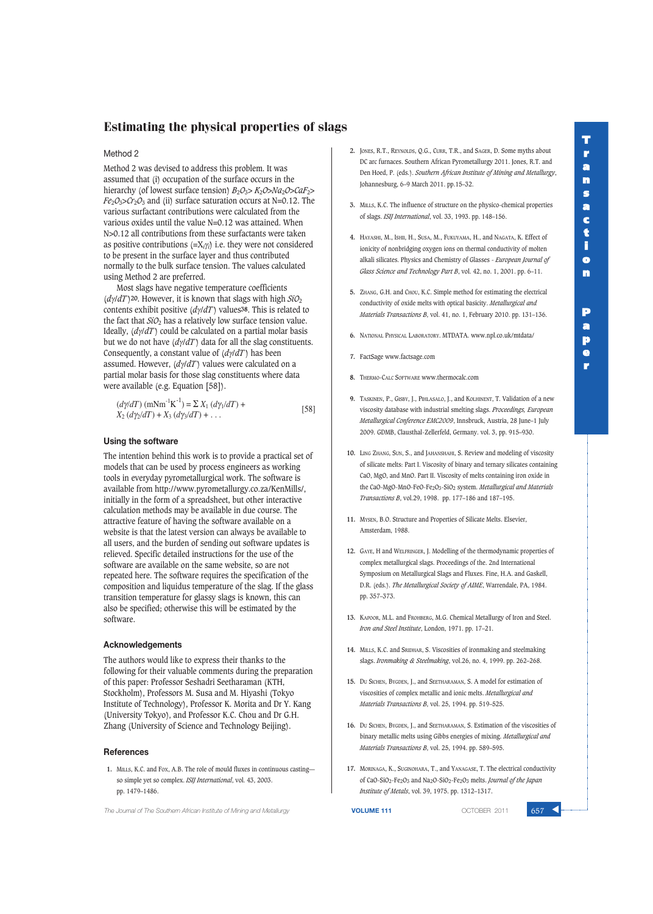### Method 2

Method 2 was devised to address this problem. It was assumed that (i) occupation of the surface occurs in the hierarchy (of lowest surface tension) $B_2O_3 > K_2O > Na_2O > CaF_2 > Fe_2O_3 > Cr_2O_3$ and (ii) surface saturation occurs at N=0.12. The various surfactant contributions were calculated from the various oxides until the value N=0.12 was attained. When N>0.12 all contributions from these surfactants were taken as positive contributions (=$X_i\gamma_i$) i.e. they were not considered to be present in the surface layer and thus contributed normally to the bulk surface tension. The values calculated using Method 2 are preferred.

Most slags have negative temperature coefficients ($d\gamma/dT$)[20]. However, it is known that slags with high $SiO_2$ contents exhibit positive ($d\gamma/dT$) values[38]. This is related to the fact that $SiO_2$ has a relatively low surface tension value. Ideally, ($d\gamma/dT$) could be calculated on a partial molar basis but we do not have ($d\gamma/dT$) data for all the slag constituents. Consequently, a constant value of ($d\gamma/dT$) has been assumed. However, ($d\gamma/dT$) values were calculated on a partial molar basis for those slag constituents where data were available (e.g. Equation [58]).

$$(d\gamma/dT)\ (\text{mNm}^{-1}\text{K}^{-1}) = \Sigma\ X_1\ (d\gamma_1/dT) + X_2\ (d\gamma_2/dT) + X_3\ (d\gamma_3/dT) + \ldots \quad [58]$$

### Using the software

The intention behind this work is to provide a practical set of models that can be used by process engineers as working tools in everyday pyrometallurgical work. The software is available from http://www.pyrometallurgy.co.za/KenMills/, initially in the form of a spreadsheet, but other interactive calculation methods may be available in due course. The attractive feature of having the software available on a website is that the latest version can always be available to all users, and the burden of sending out software updates is relieved. Specific detailed instructions for the use of the software are available on the same website, so are not repeated here. The software requires the specification of the composition and liquidus temperature of the slag. If the glass transition temperature for glassy slags is known, this can also be specified; otherwise this will be estimated by the software.

### Acknowledgements

The authors would like to express their thanks to the following for their valuable comments during the preparation of this paper: Professor Seshadri Seetharaman (KTH, Stockholm), Professors M. Susa and M. Hiyashi (Tokyo Institute of Technology), Professor K. Morita and Dr Y. Kang (University Tokyo), and Professor K.C. Chou and Dr G.H. Zhang (University of Science and Technology Beijing).

### References

1. Mills, K.C. and Fox, A.B. The role of mould fluxes in continuous casting—so simple yet so complex. *ISIJ International*, vol. 43, 2003. pp. 1479–1486.
2. Jones, R.T., Reynolds, Q.G., Curr, T.R., and Sager, D. Some myths about DC arc furnaces. Southern African Pyrometallurgy 2011. Jones, R.T. and Den Hoed, P. (eds.). *Southern African Institute of Mining and Metallurgy*, Johannesburg, 6–9 March 2011. pp.15–32.
3. Mills, K.C. The influence of structure on the physico-chemical properties of slags. *ISIJ International*, vol. 33, 1993. pp. 148–156.
4. Hayashi, M., Ishii, H., Susa, M., Fukuyama, H., and Nagata, K. Effect of ionicity of nonbridging oxygen ions on thermal conductivity of molten alkali silicates. Physics and Chemistry of Glasses - *European Journal of Glass Science and Technology Part B*, vol. 42, no. 1, 2001. pp. 6–11.
5. Zhang, G.H. and Chou, K.C. Simple method for estimating the electrical conductivity of oxide melts with optical basicity. *Metallurgical and Materials Transactions B*, vol. 41, no. 1, February 2010. pp. 131–136.
6. National Physical Laboratory. MTDATA. www.npl.co.uk/mtdata/
7. FactSage www.factsage.com
8. Thermo-Calc Software www.thermocalc.com
9. Taskinen, P., Gisby, J., Pihlasalo, J., and Kolhinent, T. Validation of a new viscosity database with industrial smelting slags. *Proceedings, European Metallurgical Conference EMC2009*, Innsbruck, Austria, 28 June–1 July 2009. GDMB, Claustal-Zellerfeld, Germany. vol. 3, pp. 915–930.
10. Ling Zhang, Sun, S., and Jahanshahi, S. Review and modeling of viscosity of silicate melts: Part I. Viscosity of binary and ternary silicates containing CaO, MgO, and MnO. Part II. Viscosity of melts containing iron oxide in the CaO-MgO-MnO-FeO-$Fe_2O_3$-$SiO_2$ system. *Metallurgical and Materials Transactions B*, vol.29, 1998. pp. 177–186 and 187–195.
11. Mysen, B.O. Structure and Properties of Silicate Melts. Elsevier, Amsterdam, 1988.
12. Gaye, H and Welfringer, J. Modelling of the thermodynamic properties of complex metallurgical slags. Proceedings of the. 2nd International Symposium on Metallurgical Slags and Fluxes. Fine, H.A. and Gaskell, D.R. (eds.). *The Metallurgical Society of AIME*, Warrendale, PA, 1984. pp. 357–373.
13. Kapoor, M.L. and Frohberg, M.G. Chemical Metallurgy of Iron and Steel. *Iron and Steel Institute*, London, 1971. pp. 17–21.
14. Mills, K.C. and Sridhar, S. Viscosities of ironmaking and steelmaking slags. *Ironmaking & Steelmaking*, vol.26, no. 4, 1999. pp. 262–268.
15. Du Sichen, Bygden, J., and Seetharaman, S. A model for estimation of viscosities of complex metallic and ionic melts. *Metallurgical and Materials Transactions B*, vol. 25, 1994. pp. 519–525.
16. Du Sichen, Bygden, J., and Seetharaman, S. Estimation of the viscosities of binary metallic melts using Gibbs energies of mixing. *Metallurgical and Materials Transactions B*, vol. 25, 1994. pp. 589–595.
17. Morinaga, K., Suginohara, T., and Yanagase, T. The electrical conductivity of CaO-$SiO_2$-$Fe_2O_3$ and $Na_2O$-$SiO_2$-$Fe_2O_3$ melts. *Journal of the Japan Institute of Metals*, vol. 39, 1975. pp. 1312–1317.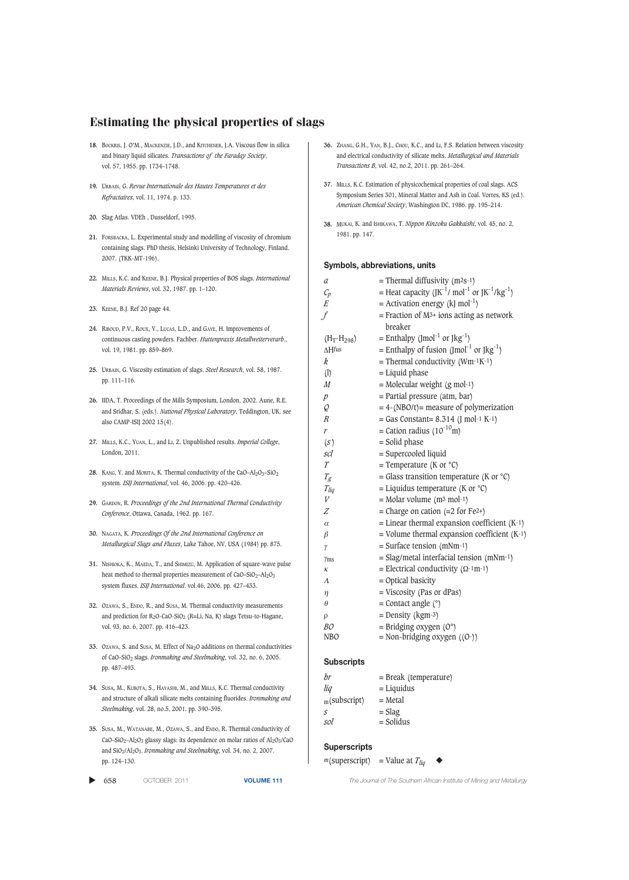18. BOCKRIS, J. O'M., MACKENZIE, J.D., and KITCHENER, J.A. Viscous flow in silica and binary liquid silicates. *Transactions of the Faraday Society*, vol. 57, 1955. pp. 1734–1748.

19. URBAIN, G. *Revue Internationale des Hautes Temperatures et des Refractaires*, vol. 11, 1974. p. 133.

20. Slag Atlas. VDEh , Dusseldorf, 1995.

21. FORSBACKA, L. Experimental study and modelling of viscosity of chromium containing slags. PhD thesis, Helsinki University of Technology, Finland. 2007. (TKK-MT-196).

22. MILLS, K.C. and KEENE, B.J. Physical properties of BOS slags. *International Materials Reviews*, vol. 32, 1987. pp. 1–120.

23. KEENE, B.J. Ref 20 page 44.

24. RIBOUD, P.V., ROUX, Y., LUCAS, L.D., and GAYE, H. Improvements of continuous casting powders. Fachber. *Huttenpraxis Metallweiterverarb.*, vol. 19, 1981. pp. 859–869.

25. URBAIN, G. Viscosity estimation of slags. *Steel Research*, vol. 58, 1987. pp. 111–116.

26. IIDA, T. Proceedings of the Mills Symposium, London, 2002. Aune, R.E. and Sridhar, S. (eds.). *National Physical Laboratory*, Teddington, UK. see also CAMP-ISIJ 2002 15(4).

27. MILLS, K.C., YUAN, L., and LI, Z. Unpublished results. *Imperial College*, London, 2011.

28. KANG, Y. and MORITA, K. Thermal conductivity of the $CaO–Al_2O_3–SiO_2$ system. *ISIJ International*, vol. 46, 2006. pp. 420–426.

29. GARDON, R. *Proceedings of the 2nd International Thermal Conductivity Conference*, Ottawa, Canada, 1962. pp. 167.

30. NAGATA, K. *Proceedings Of the 2nd International Conference on Metallurgical Slags and Fluxes*, Lake Tahoe, NV, USA (1984) pp. 875.

31. NISHIOKA, K., MAEDA, T., and SHIMIZU, M. Application of square-wave pulse heat method to thermal properties measurement of $CaO–SiO_2–Al_2O_3$ system fluxes. *ISIJ International*. vol.46, 2006. pp. 427–433.

32. OZAWA, S., ENDO, R., and SUSA, M. Thermal conductivity measurements and prediction for $R_2O$-CaO-$SiO_2$ (R=Li, Na, K) slags Tetsu-to-Hagane, vol. 93, no. 6, 2007. pp. 416–423.

33. OZAWA, S. and SUSA, M. Effect of $Na_2O$ additions on thermal conductivities of $CaO–SiO_2$ slags. *Ironmaking and Steelmaking*, vol. 32, no. 6, 2005. pp. 487–493.

34. SUSA, M., KUBOTA, S., HAYASHI, M., and MILLS, K.C. Thermal conductivity and structure of alkali silicate melts containing fluorides. *Ironmaking and Steelmaking*, vol. 28, no.5, 2001. pp. 390–395.

35. SUSA, M., WATANABE, M., OZAWA, S., and ENDO, R. Thermal conductivity of $CaO–SiO_2–Al_2O_3$ glassy slags: its dependence on molar ratios of $Al_2O_3$/CaO and $SiO_2/Al_2O_3$. *Ironmaking and Steelmaking*, vol. 34, no. 2, 2007. pp. 124–130.

36. ZHANG, G.H., YAN, B.J., CHOU, K.C., and LI, F.S. Relation between viscosity and electrical conductivity of silicate melts. *Metallurgical and Materials Transactions B*, vol. 42, no.2, 2011. pp. 261–264.

37. MILLS, K.C. Estimation of physicochemical properties of coal slags. ACS Symposium Series 301, Mineral Matter and Ash in Coal. Vorres, KS (ed.). *American Chemical Society*, Washington DC, 1986. pp. 195–214.

38. MUKAI, K. and ISHIKAWA, T. *Nippon Kinzoku Gakkaishi*, vol. 45, no. 2, 1981. pp. 147.

## Symbols, abbreviations, units

| | |
|---|---|
| $a$ | = Thermal diffusivity ($m^2s^{-1}$) |
| $C_p$ | = Heat capacity ($JK^{-1}/mol^{-1}$ or $JK^{-1}/kg^{-1}$) |
| $E$ | = Activation energy ($kJ\ mol^{-1}$) |
| $f$ | = Fraction of $M^{3+}$ ions acting as network breaker |
| $(H_T$–$H_{298})$ | = Enthalpy ($Jmol^{-1}$ or $Jkg^{-1}$) |
| $\Delta H^{fus}$ | = Enthalpy of fusion ($Jmol^{-1}$ or $Jkg^{-1}$) |
| $k$ | = Thermal conductivity ($Wm^{-1}K^{-1}$) |
| (l) | = Liquid phase |
| $M$ | = Molecular weight ($g\ mol^{-1}$) |
| $p$ | = Partial pressure (atm, bar) |
| $Q$ | = 4-(NBO/t)= measure of polymerization |
| $R$ | = Gas Constant= 8.314 ($J\ mol^{-1}\ K^{-1}$) |
| $r$ | = Cation radius ($10^{-10}$m) |
| $(s)$ | = Solid phase |
| $scl$ | = Supercooled liquid |
| $T$ | = Temperature (K or °C) |
| $T_g$ | = Glass transition temperature (K or °C) |
| $T_{liq}$ | = Liquidus temperature (K or °C) |
| $V$ | = Molar volume ($m^3\ mol^{-1}$) |
| $Z$ | = Charge on cation (=2 for $Fe^{2+}$) |
| $\alpha$ | = Linear thermal expansion coefficient ($K^{-1}$) |
| $\beta$ | = Volume thermal expansion coefficient ($K^{-1}$) |
| $\gamma$ | = Surface tension ($mNm^{-1}$) |
| $\gamma_{ms}$ | = Slag/metal interfacial tension ($mNm^{-1}$) |
| $\kappa$ | = Electrical conductivity ($\Omega^{-1}m^{-1}$) |
| $\Lambda$ | = Optical basicity |
| $\eta$ | = Viscosity (Pas or dPas) |
| $\theta$ | = Contact angle (°) |
| $\rho$ | = Density ($kgm^{-3}$) |
| $BO$ | = Bridging oxygen ($O^{o}$) |
| NBO | = Non-bridging oxygen ($(O^{-})$) |

### Subscripts

| | |
|---|---|
| $br$ | = Break (temperature) |
| $liq$ | = Liquidus |
| $_m$(subscript) | = Metal |
| $s$ | = Slag |
| $sol$ | = Solidus |

### Superscripts

| | |
|---|---|
| $^m$(superscript) | = Value at $T_{liq}$ |

◆